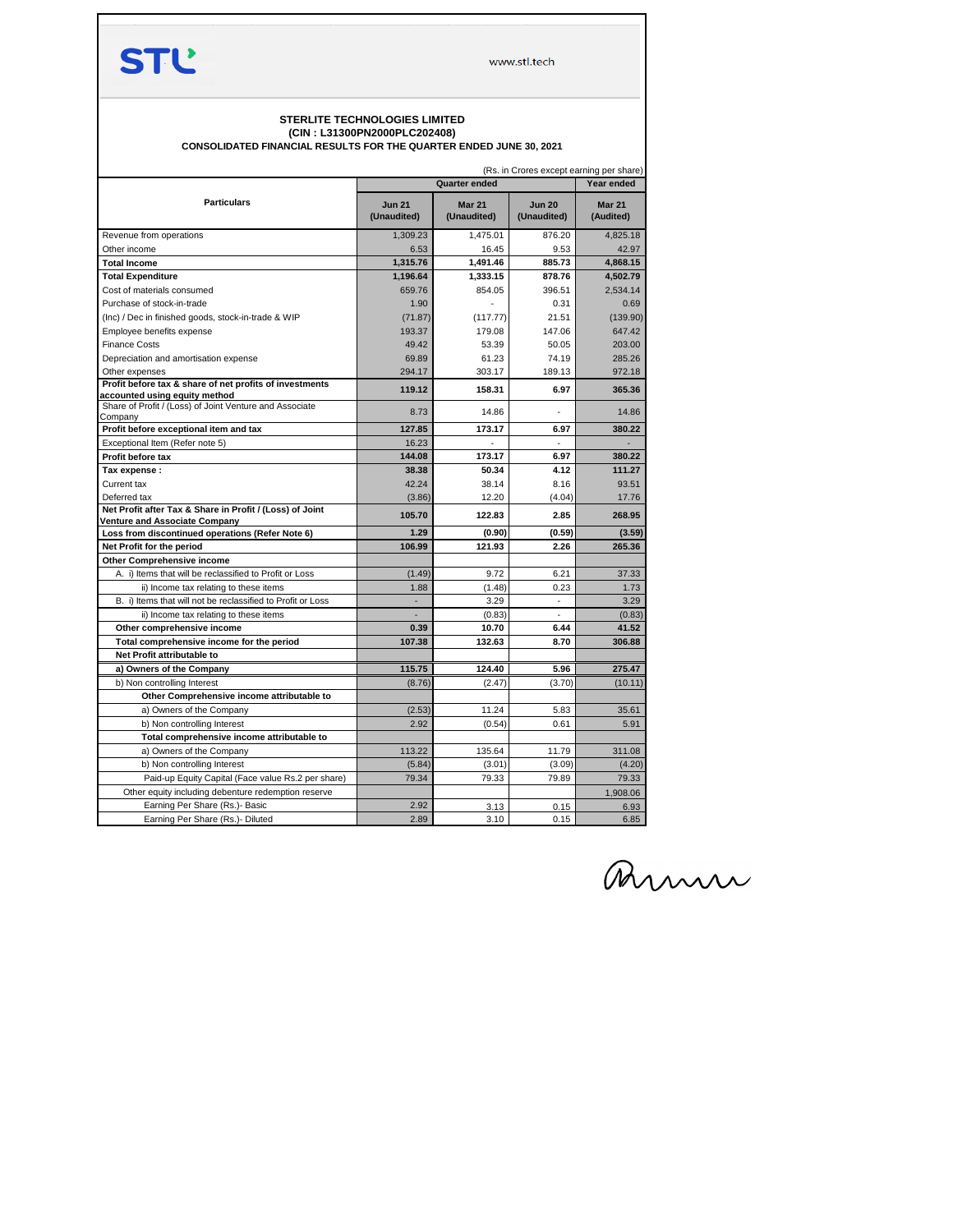STL

www.stl.tech

**STERLITE TECHNOLOGIES LIMITED**
**(CIN : L31300PN2000PLC202408)**
**CONSOLIDATED FINANCIAL RESULTS FOR THE QUARTER ENDED JUNE 30, 2021**

(Rs. in Crores except earning per share)

| Particulars | Quarter ended | | | Year ended |
|---|---|---|---|---|
| | Jun 21 (Unaudited) | Mar 21 (Unaudited) | Jun 20 (Unaudited) | Mar 21 (Audited) |
| Revenue from operations | 1,309.23 | 1,475.01 | 876.20 | 4,825.18 |
| Other income | 6.53 | 16.45 | 9.53 | 42.97 |
| **Total Income** | **1,315.76** | **1,491.46** | **885.73** | **4,868.15** |
| **Total Expenditure** | **1,196.64** | **1,333.15** | **878.76** | **4,502.79** |
| Cost of materials consumed | 659.76 | 854.05 | 396.51 | 2,534.14 |
| Purchase of stock-in-trade | 1.90 | - | 0.31 | 0.69 |
| (Inc) / Dec in finished goods, stock-in-trade & WIP | (71.87) | (117.77) | 21.51 | (139.90) |
| Employee benefits expense | 193.37 | 179.08 | 147.06 | 647.42 |
| Finance Costs | 49.42 | 53.39 | 50.05 | 203.00 |
| Depreciation and amortisation expense | 69.89 | 61.23 | 74.19 | 285.26 |
| Other expenses | 294.17 | 303.17 | 189.13 | 972.18 |
| **Profit before tax & share of net profits of investments accounted using equity method** | **119.12** | **158.31** | **6.97** | **365.36** |
| Share of Profit / (Loss) of Joint Venture and Associate Company | 8.73 | 14.86 | - | 14.86 |
| **Profit before exceptional item and tax** | **127.85** | **173.17** | **6.97** | **380.22** |
| Exceptional Item (Refer note 5) | 16.23 | - | - | - |
| **Profit before tax** | **144.08** | **173.17** | **6.97** | **380.22** |
| **Tax expense :** | **38.38** | **50.34** | **4.12** | **111.27** |
| Current tax | 42.24 | 38.14 | 8.16 | 93.51 |
| Deferred tax | (3.86) | 12.20 | (4.04) | 17.76 |
| **Net Profit after Tax & Share in Profit / (Loss) of Joint Venture and Associate Company** | **105.70** | **122.83** | **2.85** | **268.95** |
| **Loss from discontinued operations (Refer Note 6)** | **1.29** | **(0.90)** | **(0.59)** | **(3.59)** |
| **Net Profit for the period** | **106.99** | **121.93** | **2.26** | **265.36** |
| **Other Comprehensive income** | | | | |
| A. i) Items that will be reclassified to Profit or Loss | (1.49) | 9.72 | 6.21 | 37.33 |
| ii) Income tax relating to these items | 1.88 | (1.48) | 0.23 | 1.73 |
| B. i) Items that will not be reclassified to Profit or Loss | - | 3.29 | - | 3.29 |
| ii) Income tax relating to these items | - | (0.83) | - | (0.83) |
| **Other comprehensive income** | **0.39** | **10.70** | **6.44** | **41.52** |
| **Total comprehensive income for the period** | **107.38** | **132.63** | **8.70** | **306.88** |
| **Net Profit attributable to** | | | | |
| **a) Owners of the Company** | **115.75** | **124.40** | **5.96** | **275.47** |
| b) Non controlling Interest | (8.76) | (2.47) | (3.70) | (10.11) |
| **Other Comprehensive income attributable to** | | | | |
| a) Owners of the Company | (2.53) | 11.24 | 5.83 | 35.61 |
| b) Non controlling Interest | 2.92 | (0.54) | 0.61 | 5.91 |
| **Total comprehensive income attributable to** | | | | |
| a) Owners of the Company | 113.22 | 135.64 | 11.79 | 311.08 |
| b) Non controlling Interest | (5.84) | (3.01) | (3.09) | (4.20) |
| Paid-up Equity Capital (Face value Rs.2 per share) | 79.34 | 79.33 | 79.89 | 79.33 |
| Other equity including debenture redemption reserve | | | | 1,908.06 |
| Earning Per Share (Rs.)- Basic | 2.92 | 3.13 | 0.15 | 6.93 |
| Earning Per Share (Rs.)- Diluted | 2.89 | 3.10 | 0.15 | 6.85 |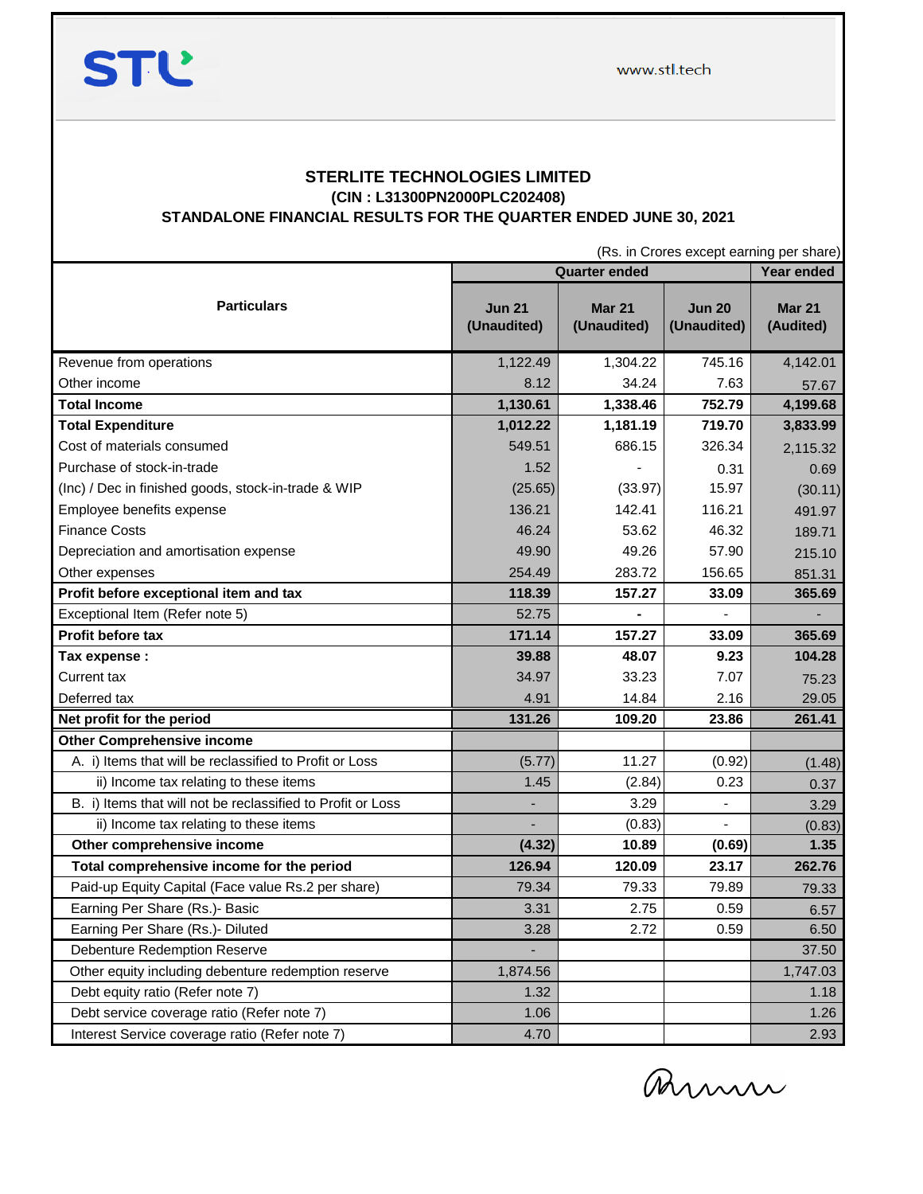www.stl.tech

**STERLITE TECHNOLOGIES LIMITED**
**(CIN : L31300PN2000PLC202408)**
**STANDALONE FINANCIAL RESULTS FOR THE QUARTER ENDED JUNE 30, 2021**

(Rs. in Crores except earning per share)

| Particulars | Quarter ended | | | Year ended |
|---|---|---|---|---|
| | Jun 21 (Unaudited) | Mar 21 (Unaudited) | Jun 20 (Unaudited) | Mar 21 (Audited) |
| Revenue from operations | 1,122.49 | 1,304.22 | 745.16 | 4,142.01 |
| Other income | 8.12 | 34.24 | 7.63 | 57.67 |
| **Total Income** | **1,130.61** | **1,338.46** | **752.79** | **4,199.68** |
| **Total Expenditure** | **1,012.22** | **1,181.19** | **719.70** | **3,833.99** |
| Cost of materials consumed | 549.51 | 686.15 | 326.34 | 2,115.32 |
| Purchase of stock-in-trade | 1.52 | - | 0.31 | 0.69 |
| (Inc) / Dec in finished goods, stock-in-trade & WIP | (25.65) | (33.97) | 15.97 | (30.11) |
| Employee benefits expense | 136.21 | 142.41 | 116.21 | 491.97 |
| Finance Costs | 46.24 | 53.62 | 46.32 | 189.71 |
| Depreciation and amortisation expense | 49.90 | 49.26 | 57.90 | 215.10 |
| Other expenses | 254.49 | 283.72 | 156.65 | 851.31 |
| **Profit before exceptional item and tax** | **118.39** | **157.27** | **33.09** | **365.69** |
| Exceptional Item (Refer note 5) | 52.75 | - | - | - |
| **Profit before tax** | **171.14** | **157.27** | **33.09** | **365.69** |
| **Tax expense :** | **39.88** | **48.07** | **9.23** | **104.28** |
| Current tax | 34.97 | 33.23 | 7.07 | 75.23 |
| Deferred tax | 4.91 | 14.84 | 2.16 | 29.05 |
| **Net profit for the period** | **131.26** | **109.20** | **23.86** | **261.41** |
| **Other Comprehensive income** | | | | |
| A. i) Items that will be reclassified to Profit or Loss | (5.77) | 11.27 | (0.92) | (1.48) |
| ii) Income tax relating to these items | 1.45 | (2.84) | 0.23 | 0.37 |
| B. i) Items that will not be reclassified to Profit or Loss | - | 3.29 | - | 3.29 |
| ii) Income tax relating to these items | - | (0.83) | - | (0.83) |
| **Other comprehensive income** | **(4.32)** | **10.89** | **(0.69)** | **1.35** |
| **Total comprehensive income for the period** | **126.94** | **120.09** | **23.17** | **262.76** |
| Paid-up Equity Capital (Face value Rs.2 per share) | 79.34 | 79.33 | 79.89 | 79.33 |
| Earning Per Share (Rs.)- Basic | 3.31 | 2.75 | 0.59 | 6.57 |
| Earning Per Share (Rs.)- Diluted | 3.28 | 2.72 | 0.59 | 6.50 |
| Debenture Redemption Reserve | - | | | 37.50 |
| Other equity including debenture redemption reserve | 1,874.56 | | | 1,747.03 |
| Debt equity ratio (Refer note 7) | 1.32 | | | 1.18 |
| Debt service coverage ratio (Refer note 7) | 1.06 | | | 1.26 |
| Interest Service coverage ratio (Refer note 7) | 4.70 | | | 2.93 |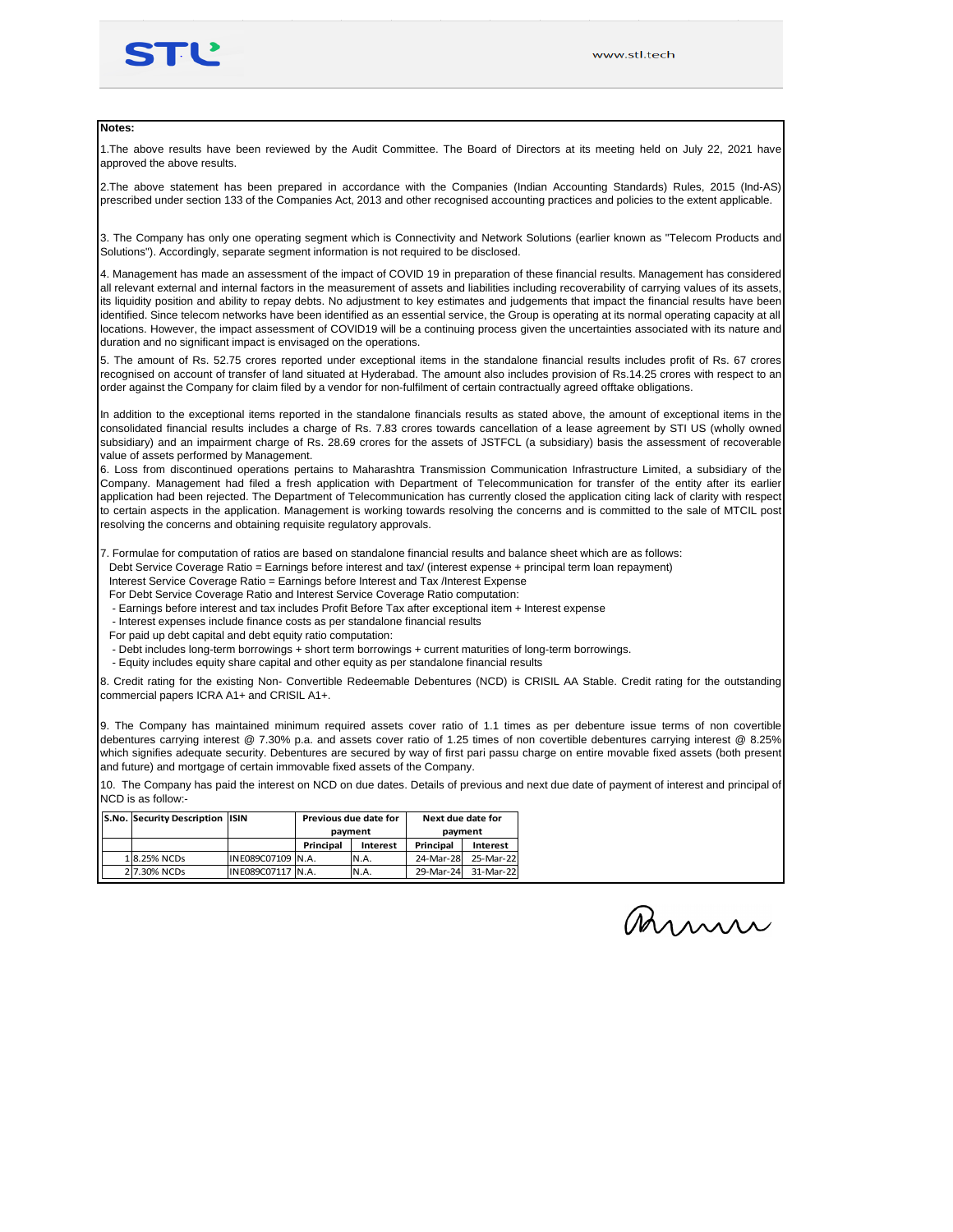**Notes:**

1.The above results have been reviewed by the Audit Committee. The Board of Directors at its meeting held on July 22, 2021 have approved the above results.

2.The above statement has been prepared in accordance with the Companies (Indian Accounting Standards) Rules, 2015 (Ind-AS) prescribed under section 133 of the Companies Act, 2013 and other recognised accounting practices and policies to the extent applicable.

3. The Company has only one operating segment which is Connectivity and Network Solutions (earlier known as "Telecom Products and Solutions"). Accordingly, separate segment information is not required to be disclosed.

4. Management has made an assessment of the impact of COVID 19 in preparation of these financial results. Management has considered all relevant external and internal factors in the measurement of assets and liabilities including recoverability of carrying values of its assets, its liquidity position and ability to repay debts. No adjustment to key estimates and judgements that impact the financial results have been identified. Since telecom networks have been identified as an essential service, the Group is operating at its normal operating capacity at all locations. However, the impact assessment of COVID19 will be a continuing process given the uncertainties associated with its nature and duration and no significant impact is envisaged on the operations.

5. The amount of Rs. 52.75 crores reported under exceptional items in the standalone financial results includes profit of Rs. 67 crores recognised on account of transfer of land situated at Hyderabad. The amount also includes provision of Rs.14.25 crores with respect to an order against the Company for claim filed by a vendor for non-fulfilment of certain contractually agreed offtake obligations.

In addition to the exceptional items reported in the standalone financials results as stated above, the amount of exceptional items in the consolidated financial results includes a charge of Rs. 7.83 crores towards cancellation of a lease agreement by STI US (wholly owned subsidiary) and an impairment charge of Rs. 28.69 crores for the assets of JSTFCL (a subsidiary) basis the assessment of recoverable value of assets performed by Management.

6. Loss from discontinued operations pertains to Maharashtra Transmission Communication Infrastructure Limited, a subsidiary of the Company. Management had filed a fresh application with Department of Telecommunication for transfer of the entity after its earlier application had been rejected. The Department of Telecommunication has currently closed the application citing lack of clarity with respect to certain aspects in the application. Management is working towards resolving the concerns and is committed to the sale of MTCIL post resolving the concerns and obtaining requisite regulatory approvals.

7. Formulae for computation of ratios are based on standalone financial results and balance sheet which are as follows:

Debt Service Coverage Ratio = Earnings before interest and tax/ (interest expense + principal term loan repayment)

Interest Service Coverage Ratio = Earnings before Interest and Tax /Interest Expense

For Debt Service Coverage Ratio and Interest Service Coverage Ratio computation:

- Earnings before interest and tax includes Profit Before Tax after exceptional item + Interest expense
- Interest expenses include finance costs as per standalone financial results

For paid up debt capital and debt equity ratio computation:

- Debt includes long-term borrowings + short term borrowings + current maturities of long-term borrowings.
- Equity includes equity share capital and other equity as per standalone financial results

8. Credit rating for the existing Non- Convertible Redeemable Debentures (NCD) is CRISIL AA Stable. Credit rating for the outstanding commercial papers ICRA A1+ and CRISIL A1+.

9. The Company has maintained minimum required assets cover ratio of 1.1 times as per debenture issue terms of non covertible debentures carrying interest @ 7.30% p.a. and assets cover ratio of 1.25 times of non covertible debentures carrying interest @ 8.25% which signifies adequate security. Debentures are secured by way of first pari passu charge on entire movable fixed assets (both present and future) and mortgage of certain immovable fixed assets of the Company.

10. The Company has paid the interest on NCD on due dates. Details of previous and next due date of payment of interest and principal of NCD is as follow:-

| S.No. | Security Description | ISIN | Previous due date for payment | | Next due date for payment | |
|---|---|---|---|---|---|---|
| | | | Principal | Interest | Principal | Interest |
| 1 | 8.25% NCDs | INE089C07109 | N.A. | N.A. | 24-Mar-28 | 25-Mar-22 |
| 2 | 7.30% NCDs | INE089C07117 | N.A. | N.A. | 29-Mar-24 | 31-Mar-22 |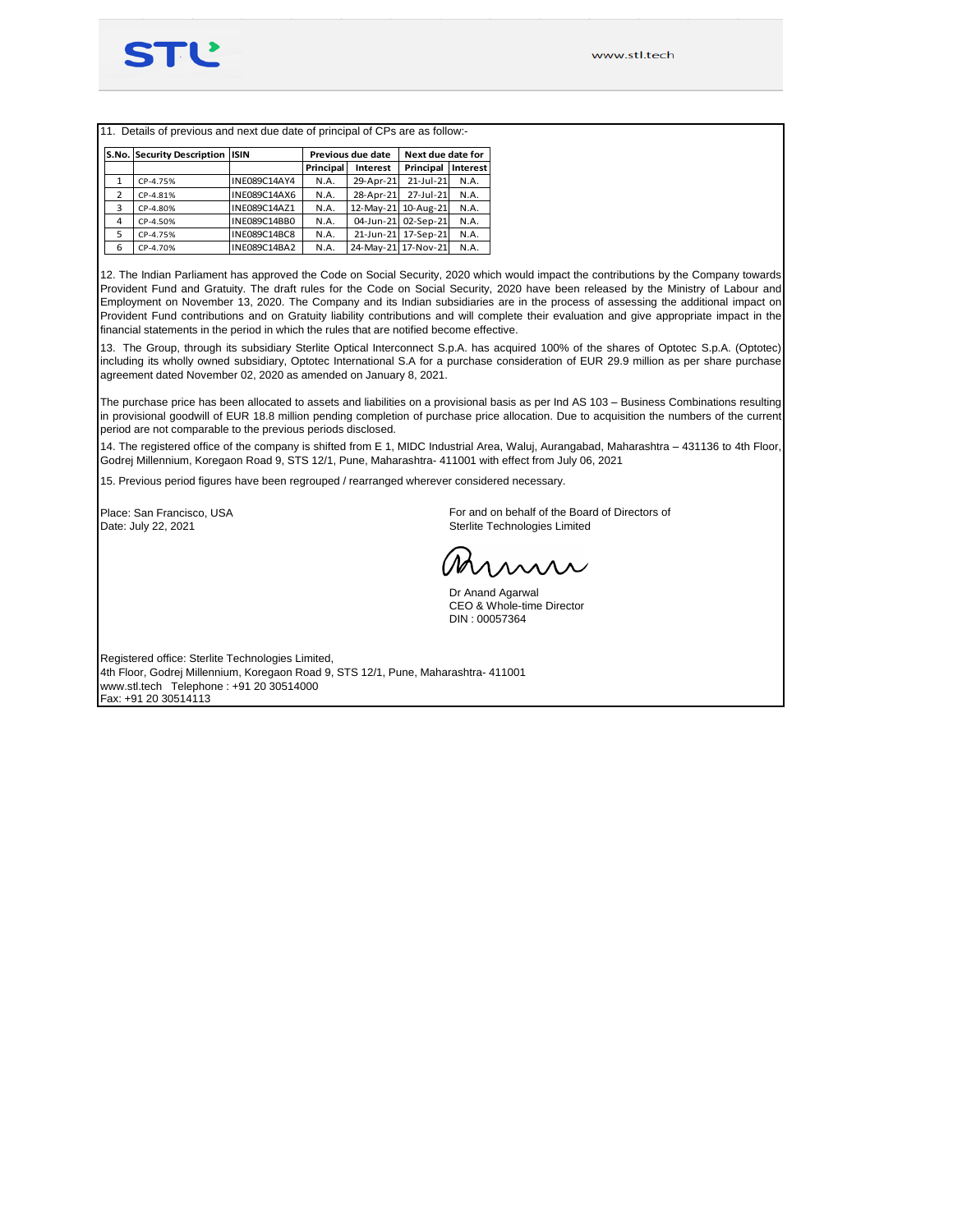11. Details of previous and next due date of principal of CPs are as follow:-

| S.No. | Security Description | ISIN | Previous due date | | Next due date for | |
|---|---|---|---|---|---|---|
| | | | Principal | Interest | Principal | Interest |
| 1 | CP-4.75% | INE089C14AY4 | N.A. | 29-Apr-21 | 21-Jul-21 | N.A. |
| 2 | CP-4.81% | INE089C14AX6 | N.A. | 28-Apr-21 | 27-Jul-21 | N.A. |
| 3 | CP-4.80% | INE089C14AZ1 | N.A. | 12-May-21 | 10-Aug-21 | N.A. |
| 4 | CP-4.50% | INE089C14BB0 | N.A. | 04-Jun-21 | 02-Sep-21 | N.A. |
| 5 | CP-4.75% | INE089C14BC8 | N.A. | 21-Jun-21 | 17-Sep-21 | N.A. |
| 6 | CP-4.70% | INE089C14BA2 | N.A. | 24-May-21 | 17-Nov-21 | N.A. |

12. The Indian Parliament has approved the Code on Social Security, 2020 which would impact the contributions by the Company towards Provident Fund and Gratuity. The draft rules for the Code on Social Security, 2020 have been released by the Ministry of Labour and Employment on November 13, 2020. The Company and its Indian subsidiaries are in the process of assessing the additional impact on Provident Fund contributions and on Gratuity liability contributions and will complete their evaluation and give appropriate impact in the financial statements in the period in which the rules that are notified become effective.

13. The Group, through its subsidiary Sterlite Optical Interconnect S.p.A. has acquired 100% of the shares of Optotec S.p.A. (Optotec) including its wholly owned subsidiary, Optotec International S.A for a purchase consideration of EUR 29.9 million as per share purchase agreement dated November 02, 2020 as amended on January 8, 2021.

The purchase price has been allocated to assets and liabilities on a provisional basis as per Ind AS 103 – Business Combinations resulting in provisional goodwill of EUR 18.8 million pending completion of purchase price allocation. Due to acquisition the numbers of the current period are not comparable to the previous periods disclosed.

14. The registered office of the company is shifted from E 1, MIDC Industrial Area, Waluj, Aurangabad, Maharashtra – 431136 to 4th Floor, Godrej Millennium, Koregaon Road 9, STS 12/1, Pune, Maharashtra- 411001 with effect from July 06, 2021

15. Previous period figures have been regrouped / rearranged wherever considered necessary.

Place: San Francisco, USA
Date: July 22, 2021

For and on behalf of the Board of Directors of
Sterlite Technologies Limited

Dr Anand Agarwal
CEO & Whole-time Director
DIN : 00057364

Registered office: Sterlite Technologies Limited,
4th Floor, Godrej Millennium, Koregaon Road 9, STS 12/1, Pune, Maharashtra- 411001
www.stl.tech Telephone : +91 20 30514000
Fax: +91 20 30514113